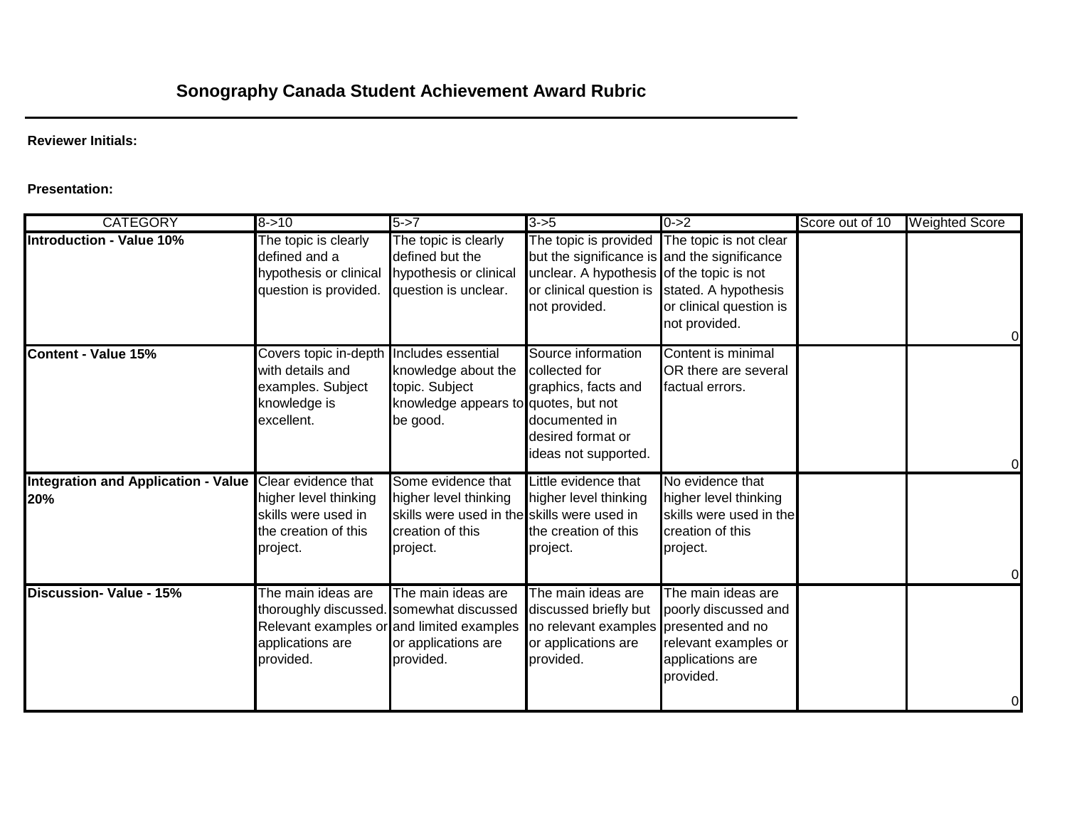## Sonography Canada Student Achievement Award Rubric

**Reviewer Initials:**

**Presentation:**

| CATEGORY | 8->10 | 5->7 | 3->5 | 0->2 | Score out of 10 | Weighted Score |
|---|---|---|---|---|---|---|
| **Introduction - Value 10%** | The topic is clearly defined and a hypothesis or clinical question is provided. | The topic is clearly defined but the hypothesis or clinical question is unclear. | The topic is provided but the significance is unclear. A hypothesis or clinical question is not provided. | The topic is not clear and the significance of the topic is not stated. A hypothesis or clinical question is not provided. | | 0 |
| **Content - Value 15%** | Covers topic in-depth with details and examples. Subject knowledge is excellent. | Includes essential knowledge about the topic. Subject knowledge appears to be good. | Source information collected for graphics, facts and quotes, but not documented in desired format or ideas not supported. | Content is minimal OR there are several factual errors. | | 0 |
| **Integration and Application - Value 20%** | Clear evidence that higher level thinking skills were used in the creation of this project. | Some evidence that higher level thinking skills were used in the creation of this project. | Little evidence that higher level thinking skills were used in the creation of this project. | No evidence that higher level thinking skills were used in the creation of this project. | | 0 |
| **Discussion- Value - 15%** | The main ideas are thoroughly discussed. Relevant examples or applications are provided. | The main ideas are somewhat discussed and limited examples or applications are provided. | The main ideas are discussed briefly but no relevant examples or applications are provided. | The main ideas are poorly discussed and presented and no relevant examples or applications are provided. | | 0 |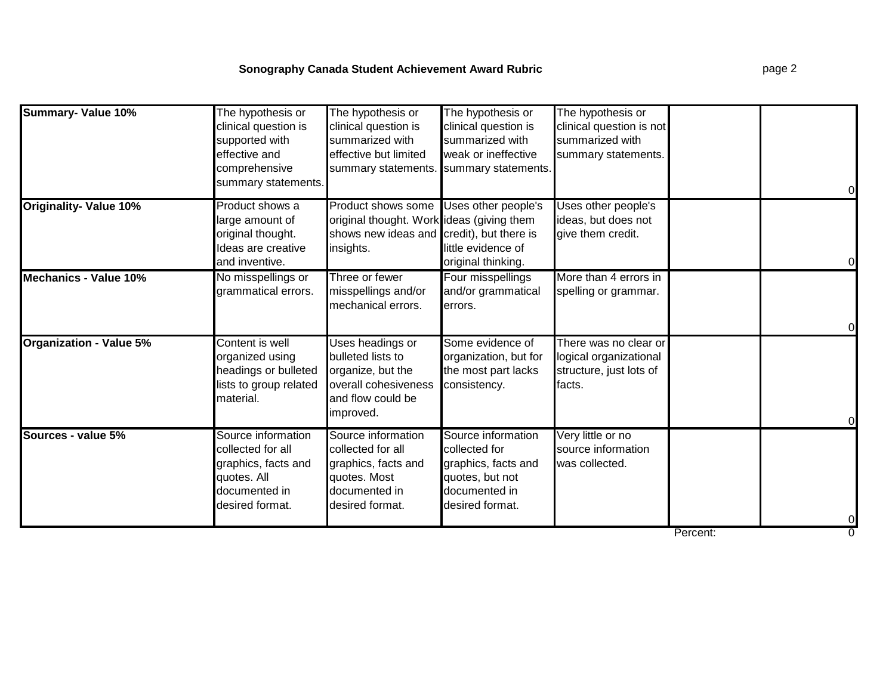**Sonography Canada Student Achievement Award Rubric**

| | | | | | | |
|---|---|---|---|---|---|---|
| **Summary- Value 10%** | The hypothesis or clinical question is supported with effective and comprehensive summary statements. | The hypothesis or clinical question is summarized with effective but limited summary statements. | The hypothesis or clinical question is summarized with weak or ineffective summary statements. | The hypothesis or clinical question is not summarized with summary statements. | | 0 |
| **Originality- Value 10%** | Product shows a large amount of original thought. Ideas are creative and inventive. | Product shows some original thought. Work shows new ideas and insights. | Uses other people's ideas (giving them credit), but there is little evidence of original thinking. | Uses other people's ideas, but does not give them credit. | | 0 |
| **Mechanics - Value 10%** | No misspellings or grammatical errors. | Three or fewer misspellings and/or mechanical errors. | Four misspellings and/or grammatical errors. | More than 4 errors in spelling or grammar. | | 0 |
| **Organization - Value 5%** | Content is well organized using headings or bulleted lists to group related material. | Uses headings or bulleted lists to organize, but the overall cohesiveness and flow could be improved. | Some evidence of organization, but for the most part lacks consistency. | There was no clear or logical organizational structure, just lots of facts. | | 0 |
| **Sources - value 5%** | Source information collected for all graphics, facts and quotes. All documented in desired format. | Source information collected for all graphics, facts and quotes. Most documented in desired format. | Source information collected for graphics, facts and quotes, but not documented in desired format. | Very little or no source information was collected. | | 0 |
| | | | | | Percent: | 0 |